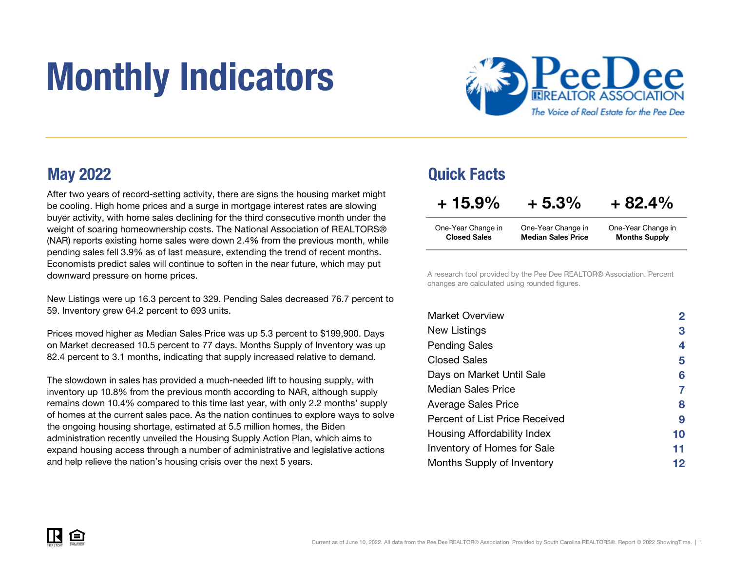# Monthly Indicators

PeeDee REALTOR ASSOCIATION
*The Voice of Real Estate for the Pee Dee*

## May 2022

After two years of record-setting activity, there are signs the housing market might be cooling. High home prices and a surge in mortgage interest rates are slowing buyer activity, with home sales declining for the third consecutive month under the weight of soaring homeownership costs. The National Association of REALTORS® (NAR) reports existing home sales were down 2.4% from the previous month, while pending sales fell 3.9% as of last measure, extending the trend of recent months. Economists predict sales will continue to soften in the near future, which may put downward pressure on home prices.

New Listings were up 16.3 percent to 329. Pending Sales decreased 76.7 percent to 59. Inventory grew 64.2 percent to 693 units.

Prices moved higher as Median Sales Price was up 5.3 percent to $199,900. Days on Market decreased 10.5 percent to 77 days. Months Supply of Inventory was up 82.4 percent to 3.1 months, indicating that supply increased relative to demand.

The slowdown in sales has provided a much-needed lift to housing supply, with inventory up 10.8% from the previous month according to NAR, although supply remains down 10.4% compared to this time last year, with only 2.2 months' supply of homes at the current sales pace. As the nation continues to explore ways to solve the ongoing housing shortage, estimated at 5.5 million homes, the Biden administration recently unveiled the Housing Supply Action Plan, which aims to expand housing access through a number of administrative and legislative actions and help relieve the nation's housing crisis over the next 5 years.

## Quick Facts

| + 15.9% | + 5.3% | + 82.4% |
|---|---|---|
| One-Year Change in **Closed Sales** | One-Year Change in **Median Sales Price** | One-Year Change in **Months Supply** |

A research tool provided by the Pee Dee REALTOR® Association. Percent changes are calculated using rounded figures.

| | |
|---|---|
| Market Overview | 2 |
| New Listings | 3 |
| Pending Sales | 4 |
| Closed Sales | 5 |
| Days on Market Until Sale | 6 |
| Median Sales Price | 7 |
| Average Sales Price | 8 |
| Percent of List Price Received | 9 |
| Housing Affordability Index | 10 |
| Inventory of Homes for Sale | 11 |
| Months Supply of Inventory | 12 |

Current as of June 10, 2022. All data from the Pee Dee REALTOR® Association. Provided by South Carolina REALTORS®. Report © 2022 ShowingTime.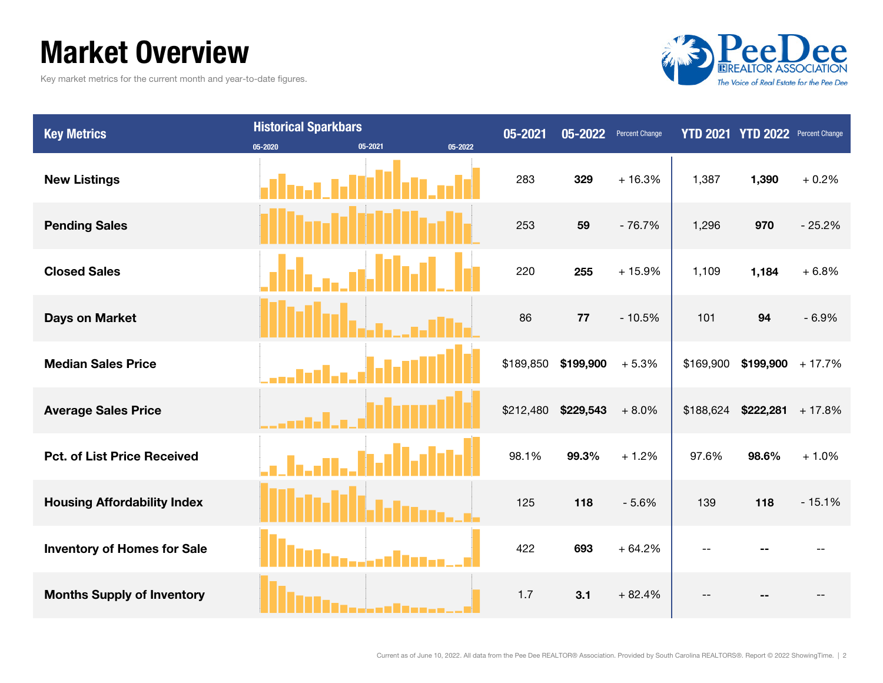# Market Overview

Key market metrics for the current month and year-to-date figures.

| Key Metrics | Historical Sparkbars (05-2020 / 05-2021 / 05-2022) | 05-2021 | 05-2022 | Percent Change | YTD 2021 | YTD 2022 | Percent Change |
|---|---|---|---|---|---|---|---|
| New Listings | | 283 | **329** | + 16.3% | 1,387 | **1,390** | + 0.2% |
| Pending Sales | | 253 | **59** | - 76.7% | 1,296 | **970** | - 25.2% |
| Closed Sales | | 220 | **255** | + 15.9% | 1,109 | **1,184** | + 6.8% |
| Days on Market | | 86 | **77** | - 10.5% | 101 | **94** | - 6.9% |
| Median Sales Price | | $189,850 | **$199,900** | + 5.3% | $169,900 | **$199,900** | + 17.7% |
| Average Sales Price | | $212,480 | **$229,543** | + 8.0% | $188,624 | **$222,281** | + 17.8% |
| Pct. of List Price Received | | 98.1% | **99.3%** | + 1.2% | 97.6% | **98.6%** | + 1.0% |
| Housing Affordability Index | | 125 | **118** | - 5.6% | 139 | **118** | - 15.1% |
| Inventory of Homes for Sale | | 422 | **693** | + 64.2% | -- | **--** | -- |
| Months Supply of Inventory | | 1.7 | **3.1** | + 82.4% | -- | **--** | -- |

Current as of June 10, 2022. All data from the Pee Dee REALTOR® Association. Provided by South Carolina REALTORS®. Report © 2022 ShowingTime.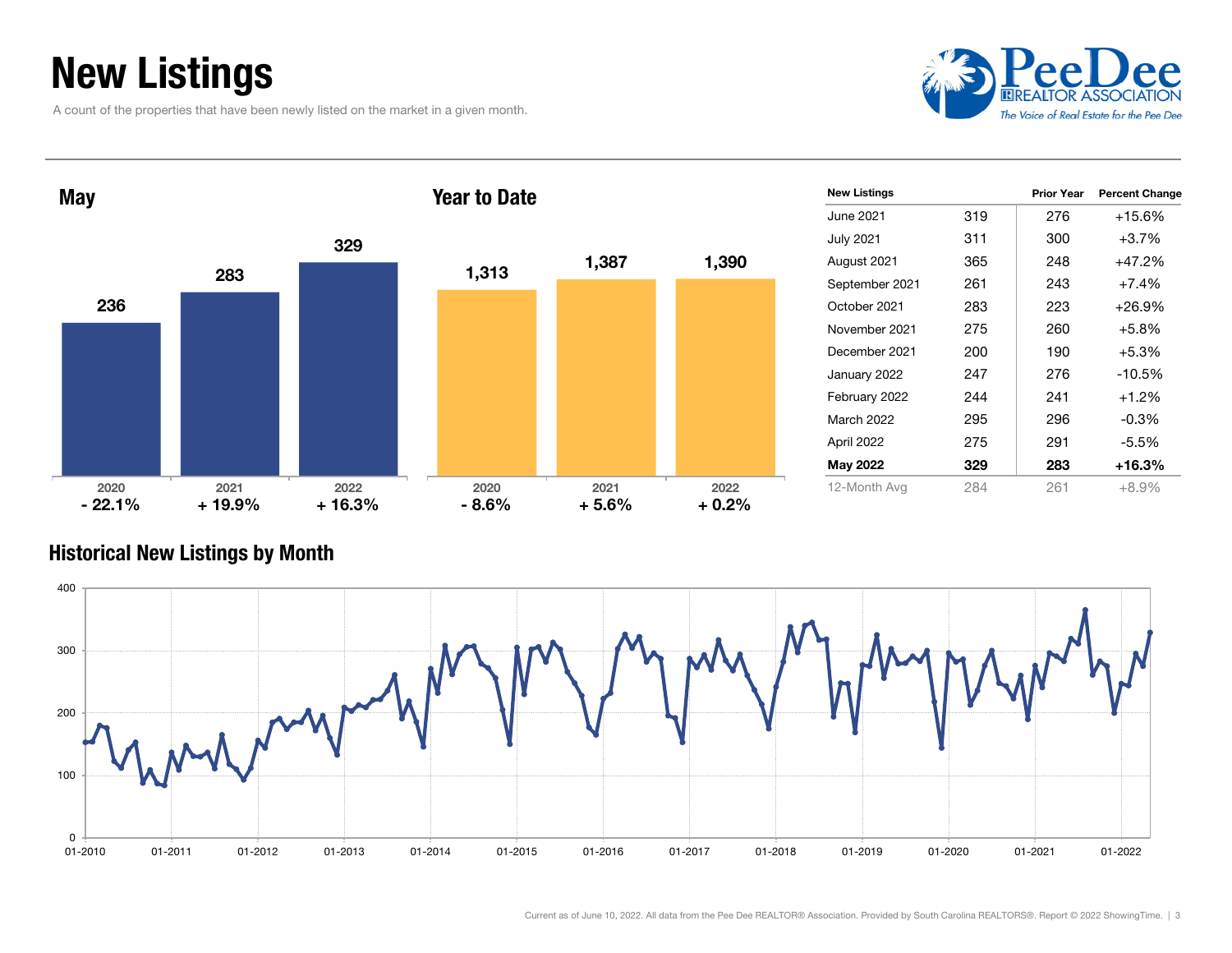# New Listings

A count of the properties that have been newly listed on the market in a given month.

## May

| Year | New Listings | Percent Change |
|---|---|---|
| 2020 | 236 | - 22.1% |
| 2021 | 283 | + 19.9% |
| 2022 | 329 | + 16.3% |

## Year to Date

| Year | New Listings | Percent Change |
|---|---|---|
| 2020 | 1,313 | - 8.6% |
| 2021 | 1,387 | + 5.6% |
| 2022 | 1,390 | + 0.2% |

| New Listings | | Prior Year | Percent Change |
|---|---|---|---|
| June 2021 | 319 | 276 | +15.6% |
| July 2021 | 311 | 300 | +3.7% |
| August 2021 | 365 | 248 | +47.2% |
| September 2021 | 261 | 243 | +7.4% |
| October 2021 | 283 | 223 | +26.9% |
| November 2021 | 275 | 260 | +5.8% |
| December 2021 | 200 | 190 | +5.3% |
| January 2022 | 247 | 276 | -10.5% |
| February 2022 | 244 | 241 | +1.2% |
| March 2022 | 295 | 296 | -0.3% |
| April 2022 | 275 | 291 | -5.5% |
| **May 2022** | **329** | **283** | **+16.3%** |
| 12-Month Avg | 284 | 261 | +8.9% |

## Historical New Listings by Month

Current as of June 10, 2022. All data from the Pee Dee REALTOR® Association. Provided by South Carolina REALTORS®. Report © 2022 ShowingTime.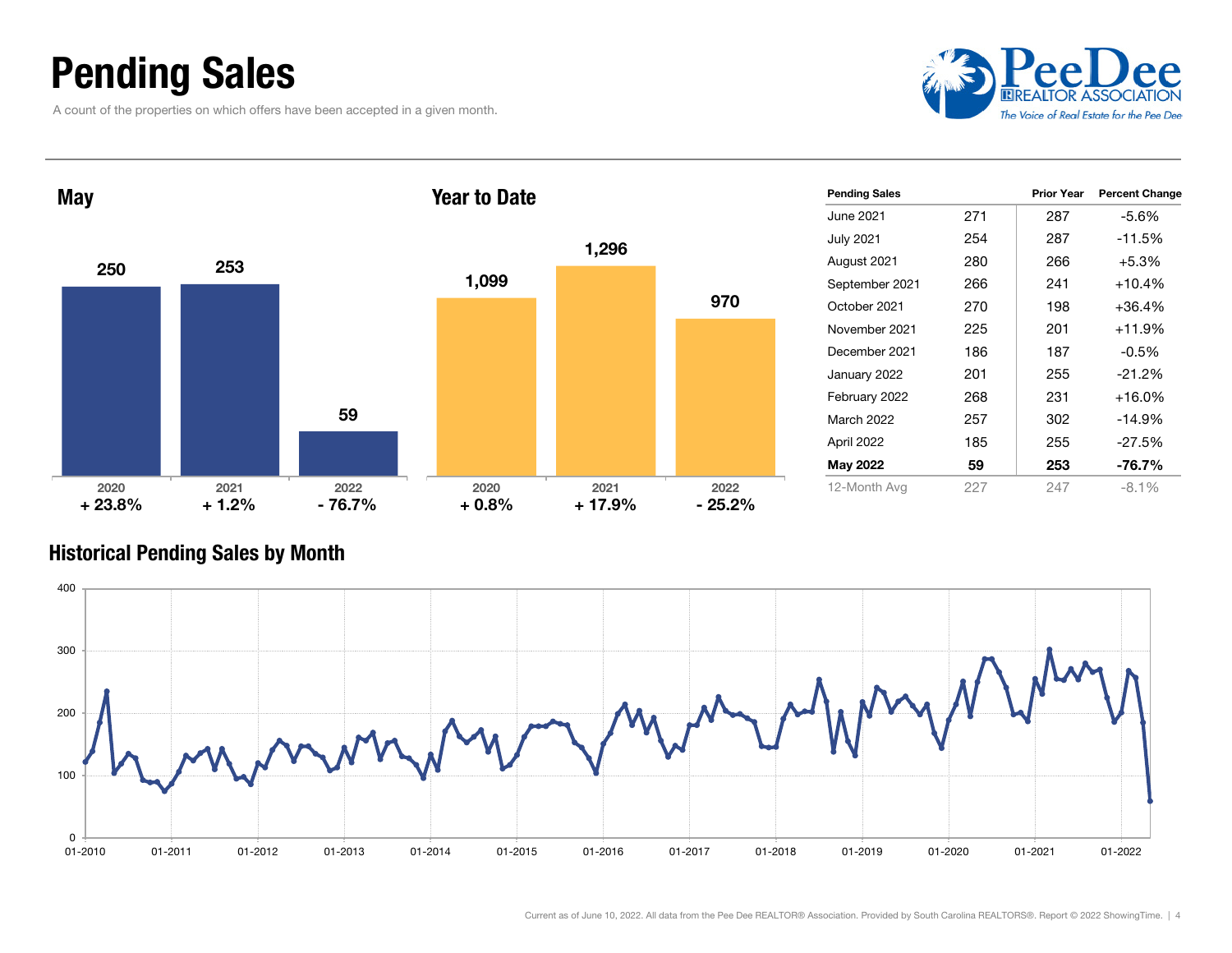# Pending Sales

A count of the properties on which offers have been accepted in a given month.

PeeDee REALTOR ASSOCIATION
*The Voice of Real Estate for the Pee Dee*

## May

| | 2020 | 2021 | 2022 |
|---|---|---|---|
| Pending Sales | 250 | 253 | 59 |
| Change | + 23.8% | + 1.2% | - 76.7% |

## Year to Date

| | 2020 | 2021 | 2022 |
|---|---|---|---|
| Pending Sales | 1,099 | 1,296 | 970 |
| Change | + 0.8% | + 17.9% | - 25.2% |

| Pending Sales | | Prior Year | Percent Change |
|---|---|---|---|
| June 2021 | 271 | 287 | -5.6% |
| July 2021 | 254 | 287 | -11.5% |
| August 2021 | 280 | 266 | +5.3% |
| September 2021 | 266 | 241 | +10.4% |
| October 2021 | 270 | 198 | +36.4% |
| November 2021 | 225 | 201 | +11.9% |
| December 2021 | 186 | 187 | -0.5% |
| January 2022 | 201 | 255 | -21.2% |
| February 2022 | 268 | 231 | +16.0% |
| March 2022 | 257 | 302 | -14.9% |
| April 2022 | 185 | 255 | -27.5% |
| **May 2022** | **59** | **253** | **-76.7%** |
| 12-Month Avg | 227 | 247 | -8.1% |

## Historical Pending Sales by Month

Current as of June 10, 2022. All data from the Pee Dee REALTOR® Association. Provided by South Carolina REALTORS®. Report © 2022 ShowingTime.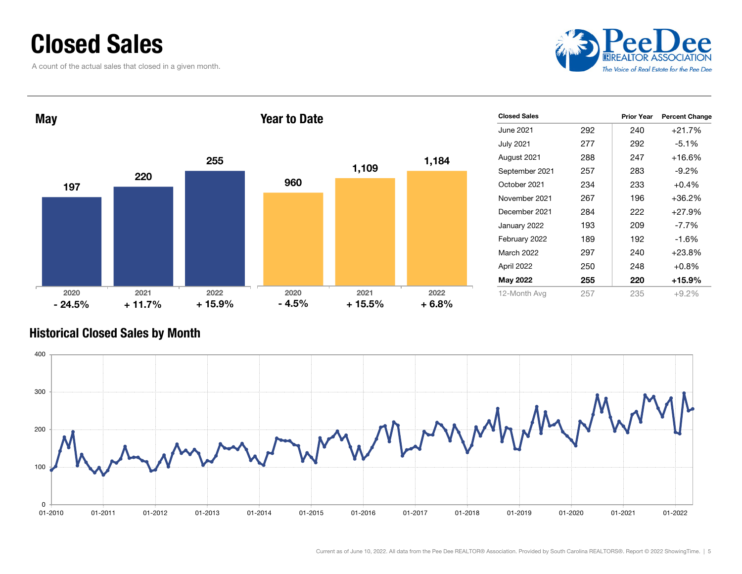# Closed Sales

A count of the actual sales that closed in a given month.

## May

| | 2020 | 2021 | 2022 |
|---|---|---|---|
| Closed Sales | 197 | 220 | 255 |
| Change | - 24.5% | + 11.7% | + 15.9% |

## Year to Date

| | 2020 | 2021 | 2022 |
|---|---|---|---|
| Closed Sales | 960 | 1,109 | 1,184 |
| Change | - 4.5% | + 15.5% | + 6.8% |

| Closed Sales | | Prior Year | Percent Change |
|---|---|---|---|
| June 2021 | 292 | 240 | +21.7% |
| July 2021 | 277 | 292 | -5.1% |
| August 2021 | 288 | 247 | +16.6% |
| September 2021 | 257 | 283 | -9.2% |
| October 2021 | 234 | 233 | +0.4% |
| November 2021 | 267 | 196 | +36.2% |
| December 2021 | 284 | 222 | +27.9% |
| January 2022 | 193 | 209 | -7.7% |
| February 2022 | 189 | 192 | -1.6% |
| March 2022 | 297 | 240 | +23.8% |
| April 2022 | 250 | 248 | +0.8% |
| **May 2022** | **255** | **220** | **+15.9%** |
| 12-Month Avg | 257 | 235 | +9.2% |

## Historical Closed Sales by Month

Current as of June 10, 2022. All data from the Pee Dee REALTOR® Association. Provided by South Carolina REALTORS®. Report © 2022 ShowingTime.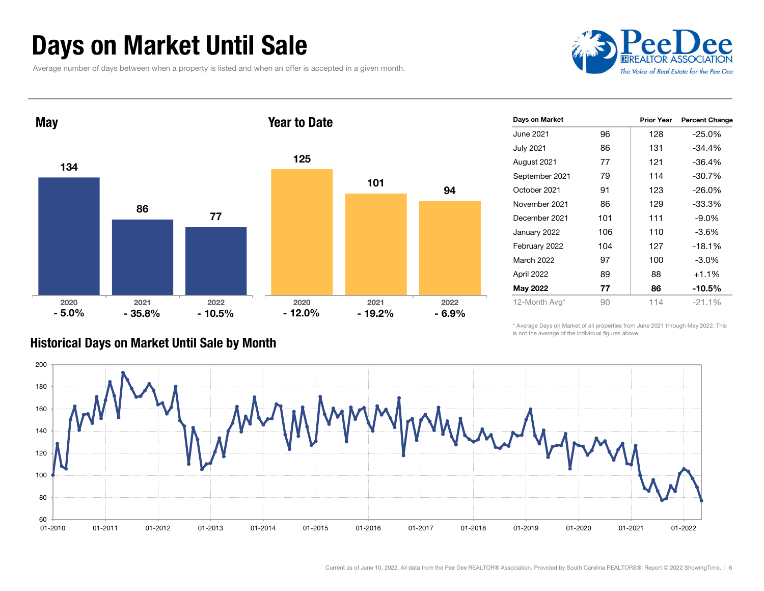# Days on Market Until Sale

Average number of days between when a property is listed and when an offer is accepted in a given month.

## May

| 2020 | 2021 | 2022 |
|---|---|---|
| 134 | 86 | 77 |
| - 5.0% | - 35.8% | - 10.5% |

## Year to Date

| 2020 | 2021 | 2022 |
|---|---|---|
| 125 | 101 | 94 |
| - 12.0% | - 19.2% | - 6.9% |

| Days on Market | | Prior Year | Percent Change |
|---|---|---|---|
| June 2021 | 96 | 128 | -25.0% |
| July 2021 | 86 | 131 | -34.4% |
| August 2021 | 77 | 121 | -36.4% |
| September 2021 | 79 | 114 | -30.7% |
| October 2021 | 91 | 123 | -26.0% |
| November 2021 | 86 | 129 | -33.3% |
| December 2021 | 101 | 111 | -9.0% |
| January 2022 | 106 | 110 | -3.6% |
| February 2022 | 104 | 127 | -18.1% |
| March 2022 | 97 | 100 | -3.0% |
| April 2022 | 89 | 88 | +1.1% |
| **May 2022** | **77** | **86** | **-10.5%** |
| 12-Month Avg* | 90 | 114 | -21.1% |

\* Average Days on Market of all properties from June 2021 through May 2022. This is not the average of the individual figures above.

## Historical Days on Market Until Sale by Month

Current as of June 10, 2022. All data from the Pee Dee REALTOR® Association. Provided by South Carolina REALTORS®. Report © 2022 ShowingTime.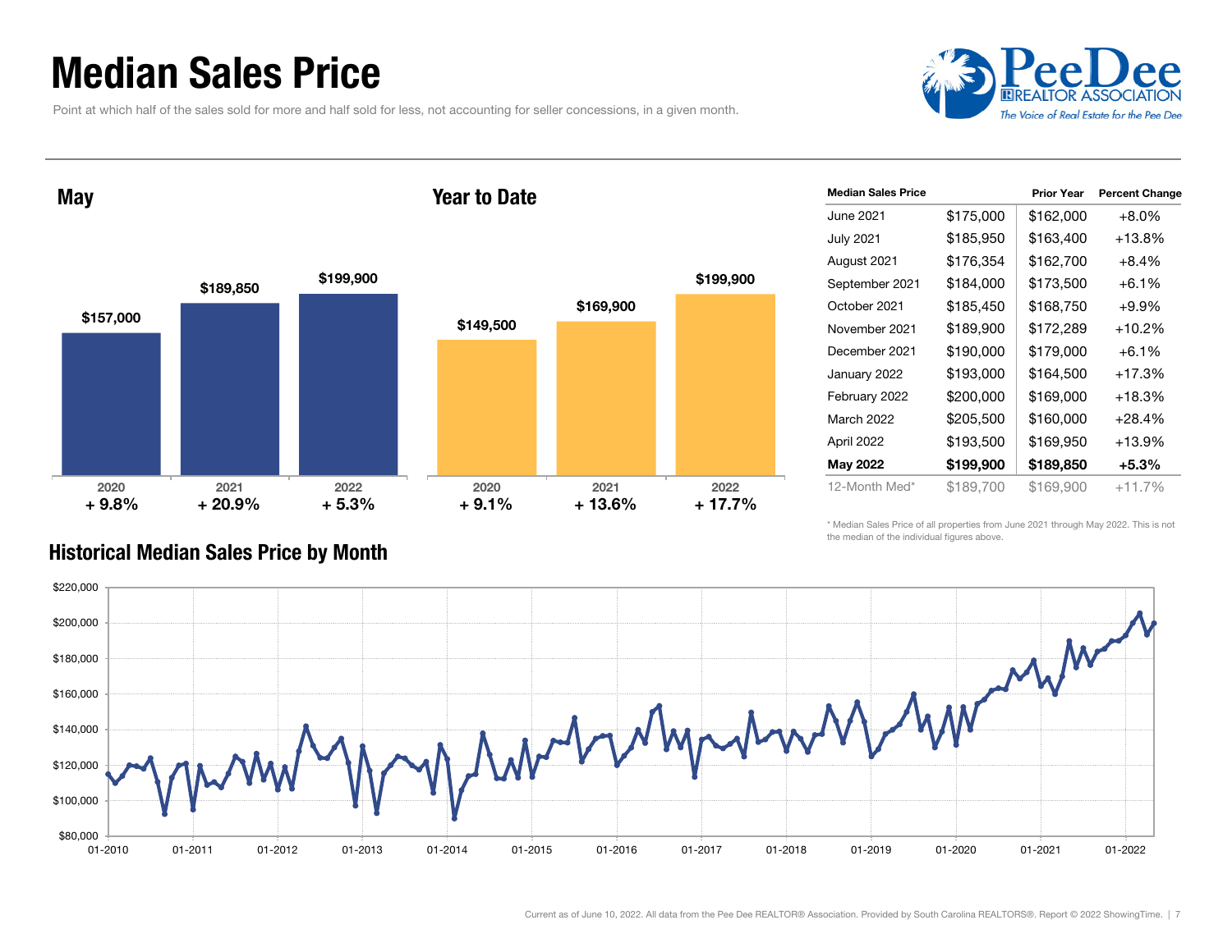# Median Sales Price

Point at which half of the sales sold for more and half sold for less, not accounting for seller concessions, in a given month.

## May

| | 2020 | 2021 | 2022 |
|---|---|---|---|
| Median Sales Price | $157,000 | $189,850 | $199,900 |
| Change | + 9.8% | + 20.9% | + 5.3% |

## Year to Date

| | 2020 | 2021 | 2022 |
|---|---|---|---|
| Median Sales Price | $149,500 | $169,900 | $199,900 |
| Change | + 9.1% | + 13.6% | + 17.7% |

| Median Sales Price | | Prior Year | Percent Change |
|---|---|---|---|
| June 2021 | $175,000 | $162,000 | +8.0% |
| July 2021 | $185,950 | $163,400 | +13.8% |
| August 2021 | $176,354 | $162,700 | +8.4% |
| September 2021 | $184,000 | $173,500 | +6.1% |
| October 2021 | $185,450 | $168,750 | +9.9% |
| November 2021 | $189,900 | $172,289 | +10.2% |
| December 2021 | $190,000 | $179,000 | +6.1% |
| January 2022 | $193,000 | $164,500 | +17.3% |
| February 2022 | $200,000 | $169,000 | +18.3% |
| March 2022 | $205,500 | $160,000 | +28.4% |
| April 2022 | $193,500 | $169,950 | +13.9% |
| **May 2022** | **$199,900** | **$189,850** | **+5.3%** |
| 12-Month Med* | $189,700 | $169,900 | +11.7% |

\* Median Sales Price of all properties from June 2021 through May 2022. This is not the median of the individual figures above.

## Historical Median Sales Price by Month

Current as of June 10, 2022. All data from the Pee Dee REALTOR® Association. Provided by South Carolina REALTORS®. Report © 2022 ShowingTime.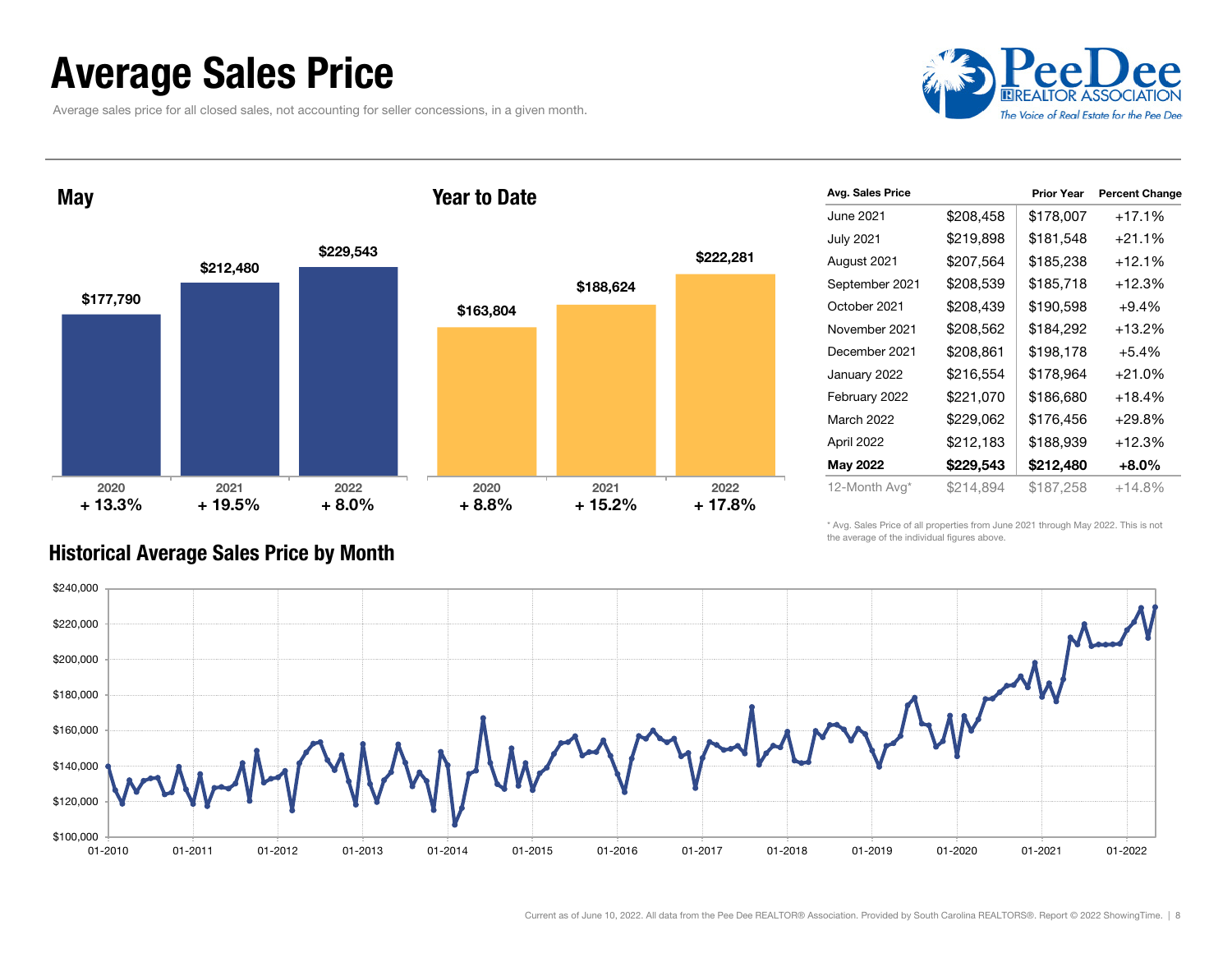# Average Sales Price

Average sales price for all closed sales, not accounting for seller concessions, in a given month.

## May

| | 2020 | 2021 | 2022 |
|---|---|---|---|
| Average Sales Price | $177,790 | $212,480 | $229,543 |
| Change | + 13.3% | + 19.5% | + 8.0% |

## Year to Date

| | 2020 | 2021 | 2022 |
|---|---|---|---|
| Average Sales Price | $163,804 | $188,624 | $222,281 |
| Change | + 8.8% | + 15.2% | + 17.8% |

| Avg. Sales Price | | Prior Year | Percent Change |
|---|---|---|---|
| June 2021 | $208,458 | $178,007 | +17.1% |
| July 2021 | $219,898 | $181,548 | +21.1% |
| August 2021 | $207,564 | $185,238 | +12.1% |
| September 2021 | $208,539 | $185,718 | +12.3% |
| October 2021 | $208,439 | $190,598 | +9.4% |
| November 2021 | $208,562 | $184,292 | +13.2% |
| December 2021 | $208,861 | $198,178 | +5.4% |
| January 2022 | $216,554 | $178,964 | +21.0% |
| February 2022 | $221,070 | $186,680 | +18.4% |
| March 2022 | $229,062 | $176,456 | +29.8% |
| April 2022 | $212,183 | $188,939 | +12.3% |
| **May 2022** | **$229,543** | **$212,480** | **+8.0%** |
| 12-Month Avg* | $214,894 | $187,258 | +14.8% |

\* Avg. Sales Price of all properties from June 2021 through May 2022. This is not the average of the individual figures above.

## Historical Average Sales Price by Month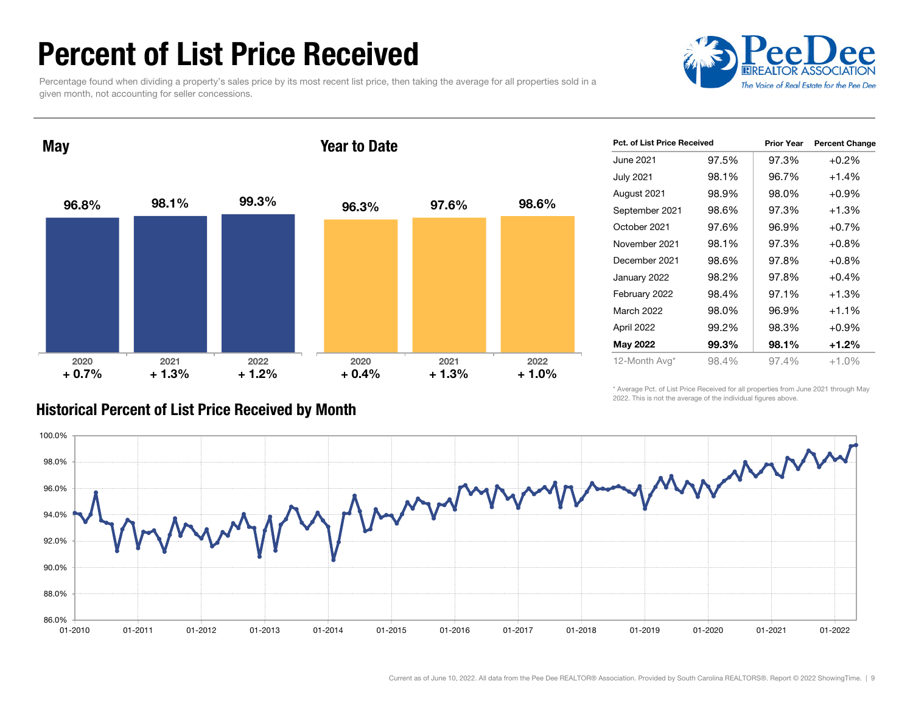# Percent of List Price Received

Percentage found when dividing a property's sales price by its most recent list price, then taking the average for all properties sold in a given month, not accounting for seller concessions.

## May

| | 2020 | 2021 | 2022 |
|---|---|---|---|
| Percent of List Price Received | 96.8% | 98.1% | 99.3% |
| Change | + 0.7% | + 1.3% | + 1.2% |

## Year to Date

| | 2020 | 2021 | 2022 |
|---|---|---|---|
| Percent of List Price Received | 96.3% | 97.6% | 98.6% |
| Change | + 0.4% | + 1.3% | + 1.0% |

| Pct. of List Price Received | | Prior Year | Percent Change |
|---|---|---|---|
| June 2021 | 97.5% | 97.3% | +0.2% |
| July 2021 | 98.1% | 96.7% | +1.4% |
| August 2021 | 98.9% | 98.0% | +0.9% |
| September 2021 | 98.6% | 97.3% | +1.3% |
| October 2021 | 97.6% | 96.9% | +0.7% |
| November 2021 | 98.1% | 97.3% | +0.8% |
| December 2021 | 98.6% | 97.8% | +0.8% |
| January 2022 | 98.2% | 97.8% | +0.4% |
| February 2022 | 98.4% | 97.1% | +1.3% |
| March 2022 | 98.0% | 96.9% | +1.1% |
| April 2022 | 99.2% | 98.3% | +0.9% |
| **May 2022** | **99.3%** | **98.1%** | **+1.2%** |
| 12-Month Avg* | 98.4% | 97.4% | +1.0% |

\* Average Pct. of List Price Received for all properties from June 2021 through May 2022. This is not the average of the individual figures above.

## Historical Percent of List Price Received by Month

Current as of June 10, 2022. All data from the Pee Dee REALTOR® Association. Provided by South Carolina REALTORS®. Report © 2022 ShowingTime.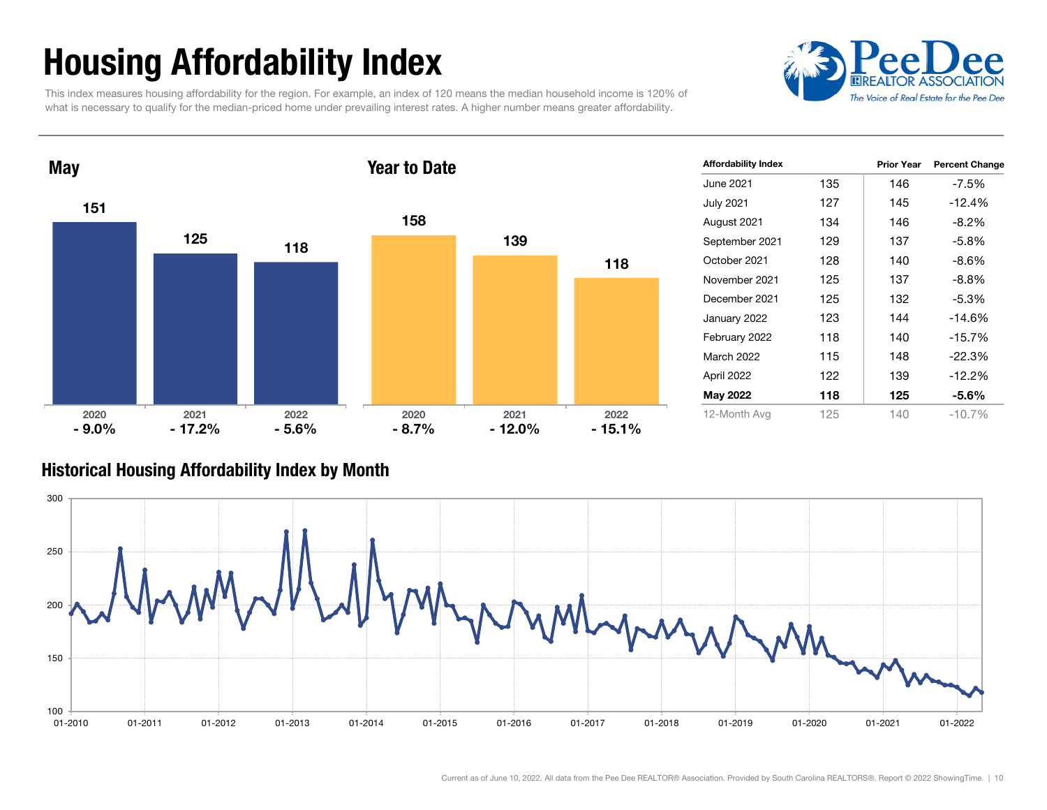# Housing Affordability Index

This index measures housing affordability for the region. For example, an index of 120 means the median household income is 120% of what is necessary to qualify for the median-priced home under prevailing interest rates. A higher number means greater affordability.

PeeDee REALTOR ASSOCIATION
*The Voice of Real Estate for the Pee Dee*

## May

| | 2020 | 2021 | 2022 |
|---|---|---|---|
| Index | 151 | 125 | 118 |
| Change | - 9.0% | - 17.2% | - 5.6% |

## Year to Date

| | 2020 | 2021 | 2022 |
|---|---|---|---|
| Index | 158 | 139 | 118 |
| Change | - 8.7% | - 12.0% | - 15.1% |

| Affordability Index | | Prior Year | Percent Change |
|---|---|---|---|
| June 2021 | 135 | 146 | -7.5% |
| July 2021 | 127 | 145 | -12.4% |
| August 2021 | 134 | 146 | -8.2% |
| September 2021 | 129 | 137 | -5.8% |
| October 2021 | 128 | 140 | -8.6% |
| November 2021 | 125 | 137 | -8.8% |
| December 2021 | 125 | 132 | -5.3% |
| January 2022 | 123 | 144 | -14.6% |
| February 2022 | 118 | 140 | -15.7% |
| March 2022 | 115 | 148 | -22.3% |
| April 2022 | 122 | 139 | -12.2% |
| **May 2022** | **118** | **125** | **-5.6%** |
| 12-Month Avg | 125 | 140 | -10.7% |

## Historical Housing Affordability Index by Month

Current as of June 10, 2022. All data from the Pee Dee REALTOR® Association. Provided by South Carolina REALTORS®. Report © 2022 ShowingTime.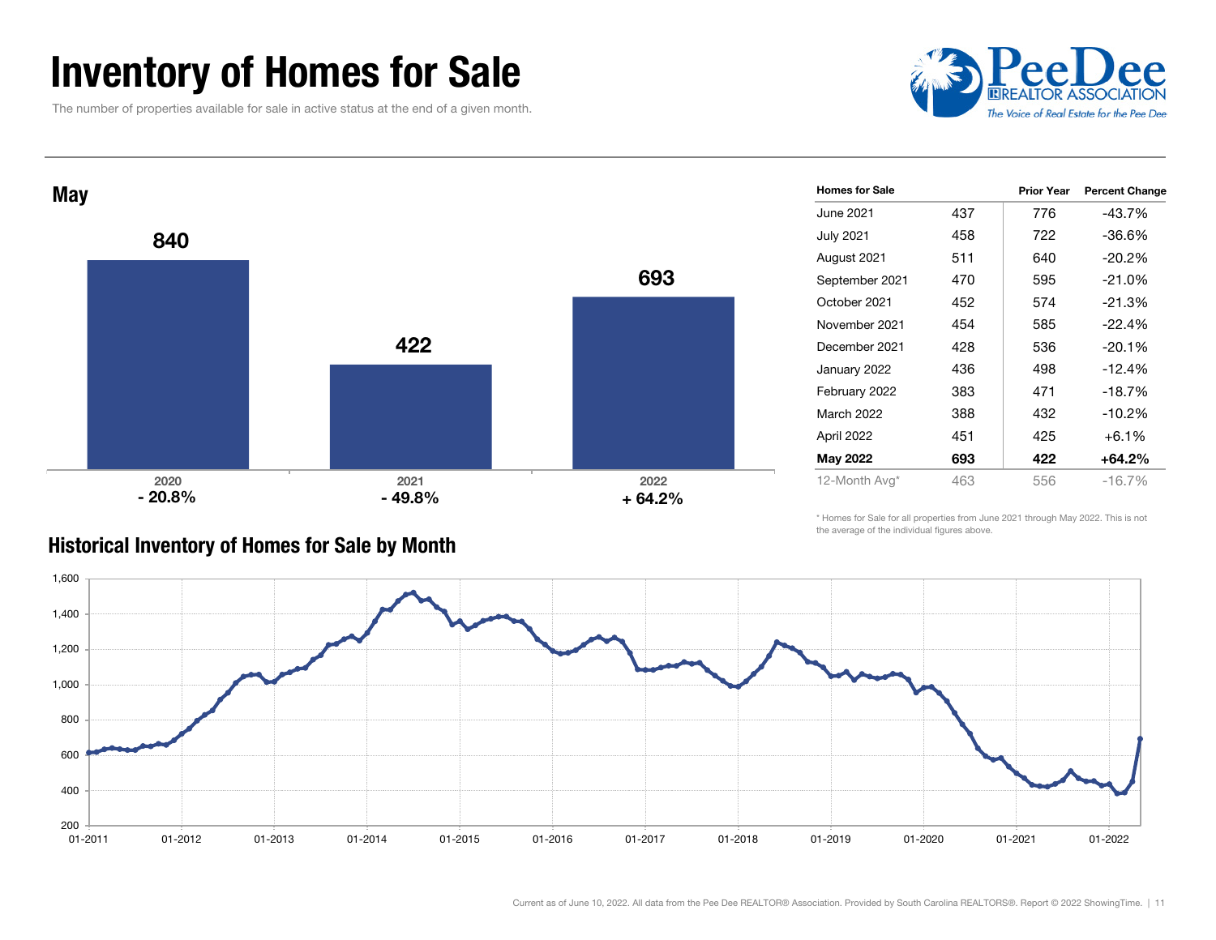# Inventory of Homes for Sale

The number of properties available for sale in active status at the end of a given month.

## May

| Year | Homes for Sale | Change |
|---|---|---|
| 2020 | 840 | - 20.8% |
| 2021 | 422 | - 49.8% |
| 2022 | 693 | + 64.2% |

| Homes for Sale | | Prior Year | Percent Change |
|---|---|---|---|
| June 2021 | 437 | 776 | -43.7% |
| July 2021 | 458 | 722 | -36.6% |
| August 2021 | 511 | 640 | -20.2% |
| September 2021 | 470 | 595 | -21.0% |
| October 2021 | 452 | 574 | -21.3% |
| November 2021 | 454 | 585 | -22.4% |
| December 2021 | 428 | 536 | -20.1% |
| January 2022 | 436 | 498 | -12.4% |
| February 2022 | 383 | 471 | -18.7% |
| March 2022 | 388 | 432 | -10.2% |
| April 2022 | 451 | 425 | +6.1% |
| **May 2022** | **693** | **422** | **+64.2%** |
| 12-Month Avg* | 463 | 556 | -16.7% |

* Homes for Sale for all properties from June 2021 through May 2022. This is not the average of the individual figures above.

## Historical Inventory of Homes for Sale by Month

Current as of June 10, 2022. All data from the Pee Dee REALTOR® Association. Provided by South Carolina REALTORS®. Report © 2022 ShowingTime.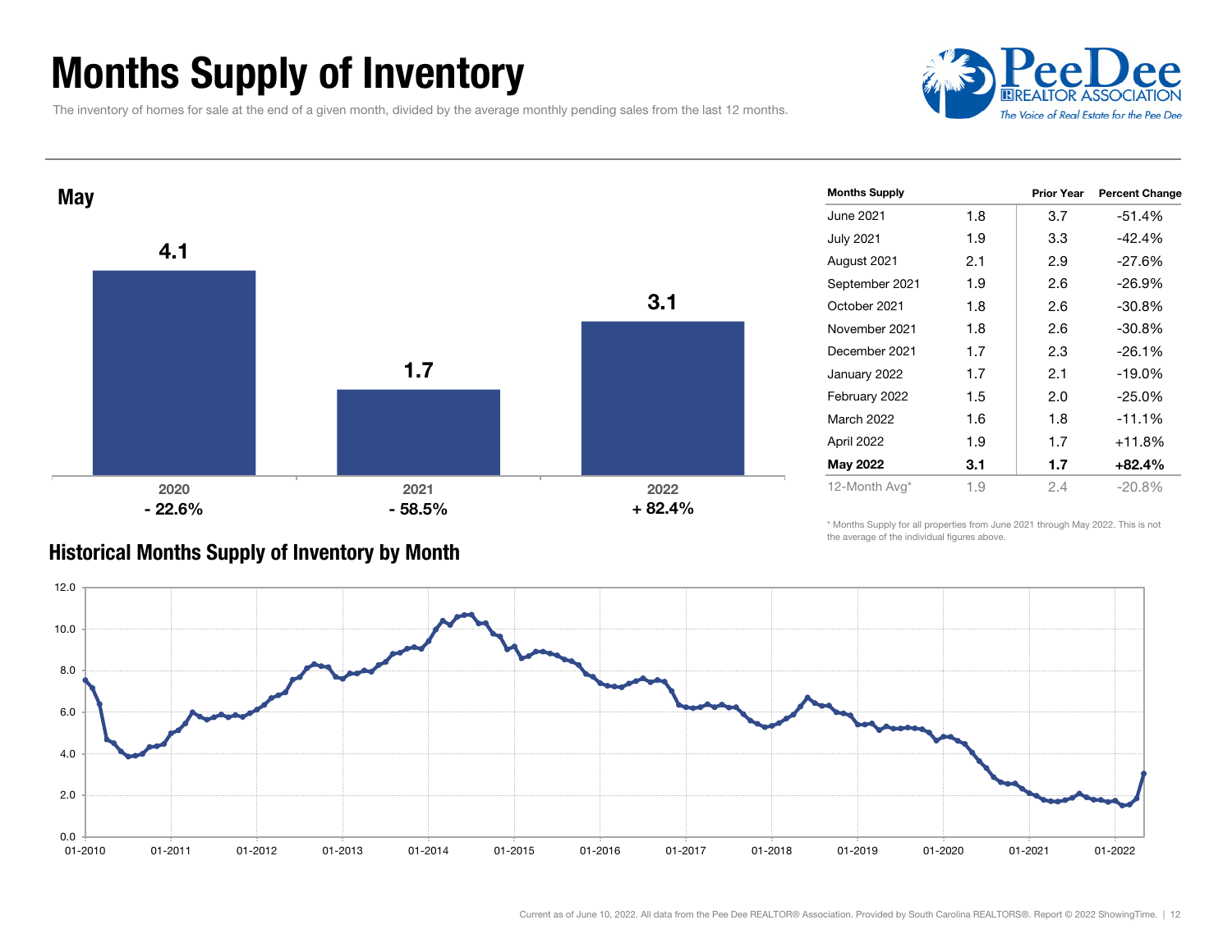# Months Supply of Inventory

The inventory of homes for sale at the end of a given month, divided by the average monthly pending sales from the last 12 months.

PeeDee REALTOR ASSOCIATION
*The Voice of Real Estate for the Pee Dee*

## May

4.1
1.7
3.1

2020
- 22.6%

2021
- 58.5%

2022
+ 82.4%

| Months Supply | | Prior Year | Percent Change |
|---|---|---|---|
| June 2021 | 1.8 | 3.7 | -51.4% |
| July 2021 | 1.9 | 3.3 | -42.4% |
| August 2021 | 2.1 | 2.9 | -27.6% |
| September 2021 | 1.9 | 2.6 | -26.9% |
| October 2021 | 1.8 | 2.6 | -30.8% |
| November 2021 | 1.8 | 2.6 | -30.8% |
| December 2021 | 1.7 | 2.3 | -26.1% |
| January 2022 | 1.7 | 2.1 | -19.0% |
| February 2022 | 1.5 | 2.0 | -25.0% |
| March 2022 | 1.6 | 1.8 | -11.1% |
| April 2022 | 1.9 | 1.7 | +11.8% |
| **May 2022** | **3.1** | **1.7** | **+82.4%** |
| 12-Month Avg* | 1.9 | 2.4 | -20.8% |

\* Months Supply for all properties from June 2021 through May 2022. This is not the average of the individual figures above.

## Historical Months Supply of Inventory by Month

12.0
10.0
8.0
6.0
4.0
2.0
0.0

01-2010 01-2011 01-2012 01-2013 01-2014 01-2015 01-2016 01-2017 01-2018 01-2019 01-2020 01-2021 01-2022

Current as of June 10, 2022. All data from the Pee Dee REALTOR® Association. Provided by South Carolina REALTORS®. Report © 2022 ShowingTime.